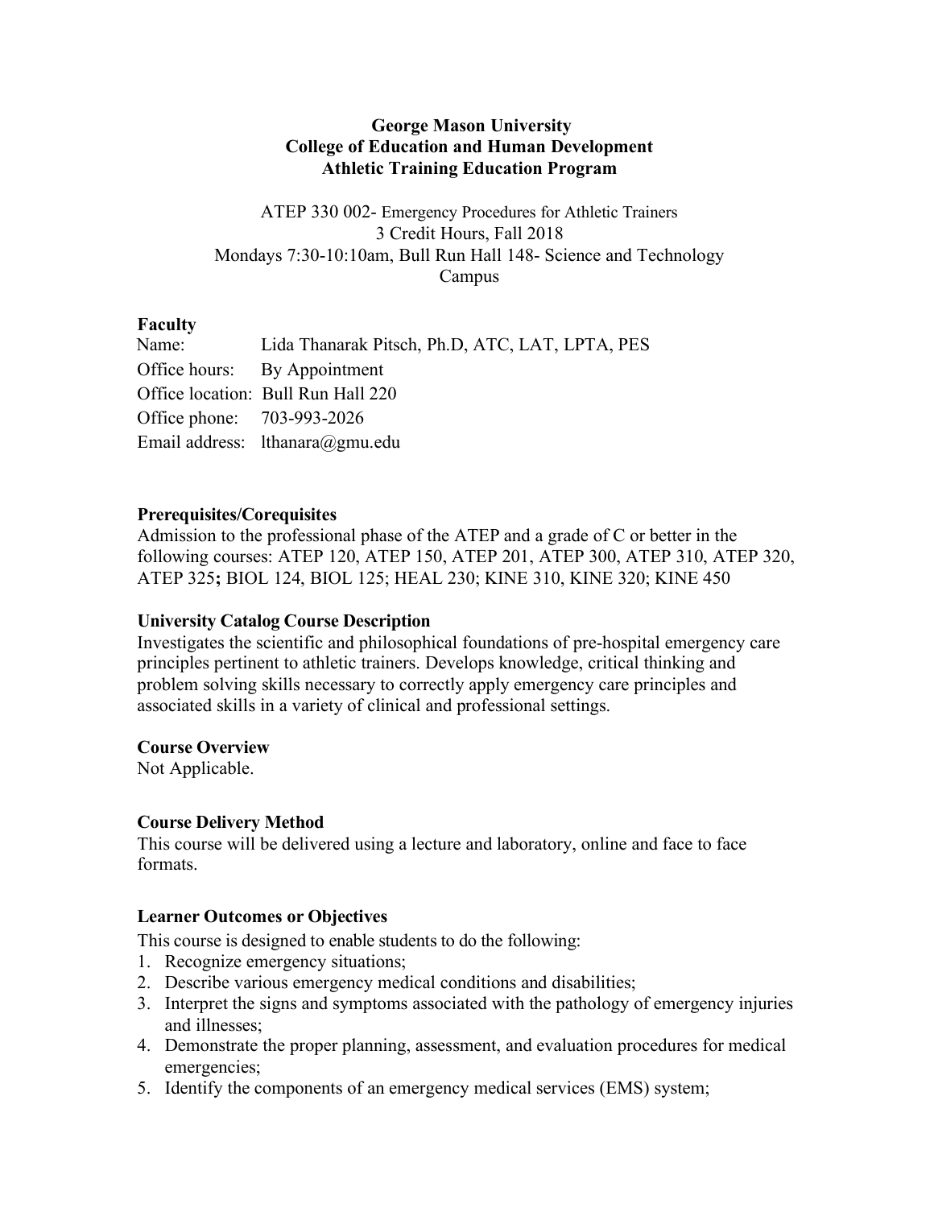**George Mason University**
**College of Education and Human Development**
**Athletic Training Education Program**

ATEP 330 002- Emergency Procedures for Athletic Trainers
3 Credit Hours, Fall 2018
Mondays 7:30-10:10am, Bull Run Hall 148- Science and Technology Campus

## Faculty

Name: Lida Thanarak Pitsch, Ph.D, ATC, LAT, LPTA, PES
Office hours: By Appointment
Office location: Bull Run Hall 220
Office phone: 703-993-2026
Email address: lthanara@gmu.edu

## Prerequisites/Corequisites

Admission to the professional phase of the ATEP and a grade of C or better in the following courses: ATEP 120, ATEP 150, ATEP 201, ATEP 300, ATEP 310, ATEP 320, ATEP 325**;** BIOL 124, BIOL 125; HEAL 230; KINE 310, KINE 320; KINE 450

## University Catalog Course Description

Investigates the scientific and philosophical foundations of pre-hospital emergency care principles pertinent to athletic trainers. Develops knowledge, critical thinking and problem solving skills necessary to correctly apply emergency care principles and associated skills in a variety of clinical and professional settings.

## Course Overview

Not Applicable.

## Course Delivery Method

This course will be delivered using a lecture and laboratory, online and face to face formats.

## Learner Outcomes or Objectives

This course is designed to enable students to do the following:

1. Recognize emergency situations;
2. Describe various emergency medical conditions and disabilities;
3. Interpret the signs and symptoms associated with the pathology of emergency injuries and illnesses;
4. Demonstrate the proper planning, assessment, and evaluation procedures for medical emergencies;
5. Identify the components of an emergency medical services (EMS) system;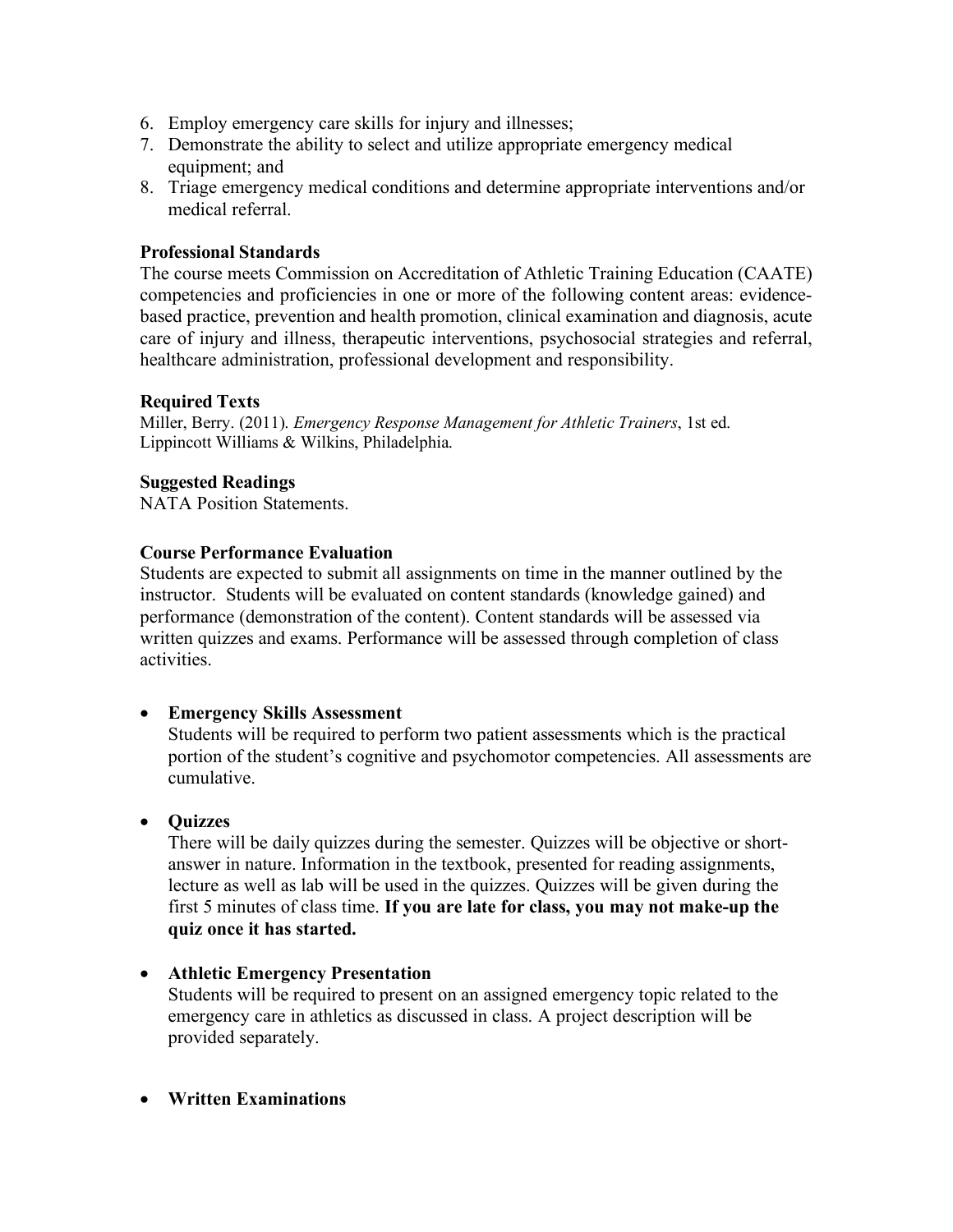6. Employ emergency care skills for injury and illnesses;
7. Demonstrate the ability to select and utilize appropriate emergency medical equipment; and
8. Triage emergency medical conditions and determine appropriate interventions and/or medical referral.

**Professional Standards**

The course meets Commission on Accreditation of Athletic Training Education (CAATE) competencies and proficiencies in one or more of the following content areas: evidence-based practice, prevention and health promotion, clinical examination and diagnosis, acute care of injury and illness, therapeutic interventions, psychosocial strategies and referral, healthcare administration, professional development and responsibility.

**Required Texts**

Miller, Berry. (2011). *Emergency Response Management for Athletic Trainers*, 1st ed. Lippincott Williams & Wilkins, Philadelphia.

**Suggested Readings**

NATA Position Statements.

**Course Performance Evaluation**

Students are expected to submit all assignments on time in the manner outlined by the instructor. Students will be evaluated on content standards (knowledge gained) and performance (demonstration of the content). Content standards will be assessed via written quizzes and exams. Performance will be assessed through completion of class activities.

- **Emergency Skills Assessment**
  Students will be required to perform two patient assessments which is the practical portion of the student's cognitive and psychomotor competencies. All assessments are cumulative.

- **Quizzes**
  There will be daily quizzes during the semester. Quizzes will be objective or short-answer in nature. Information in the textbook, presented for reading assignments, lecture as well as lab will be used in the quizzes. Quizzes will be given during the first 5 minutes of class time. **If you are late for class, you may not make-up the quiz once it has started.**

- **Athletic Emergency Presentation**
  Students will be required to present on an assigned emergency topic related to the emergency care in athletics as discussed in class. A project description will be provided separately.

- **Written Examinations**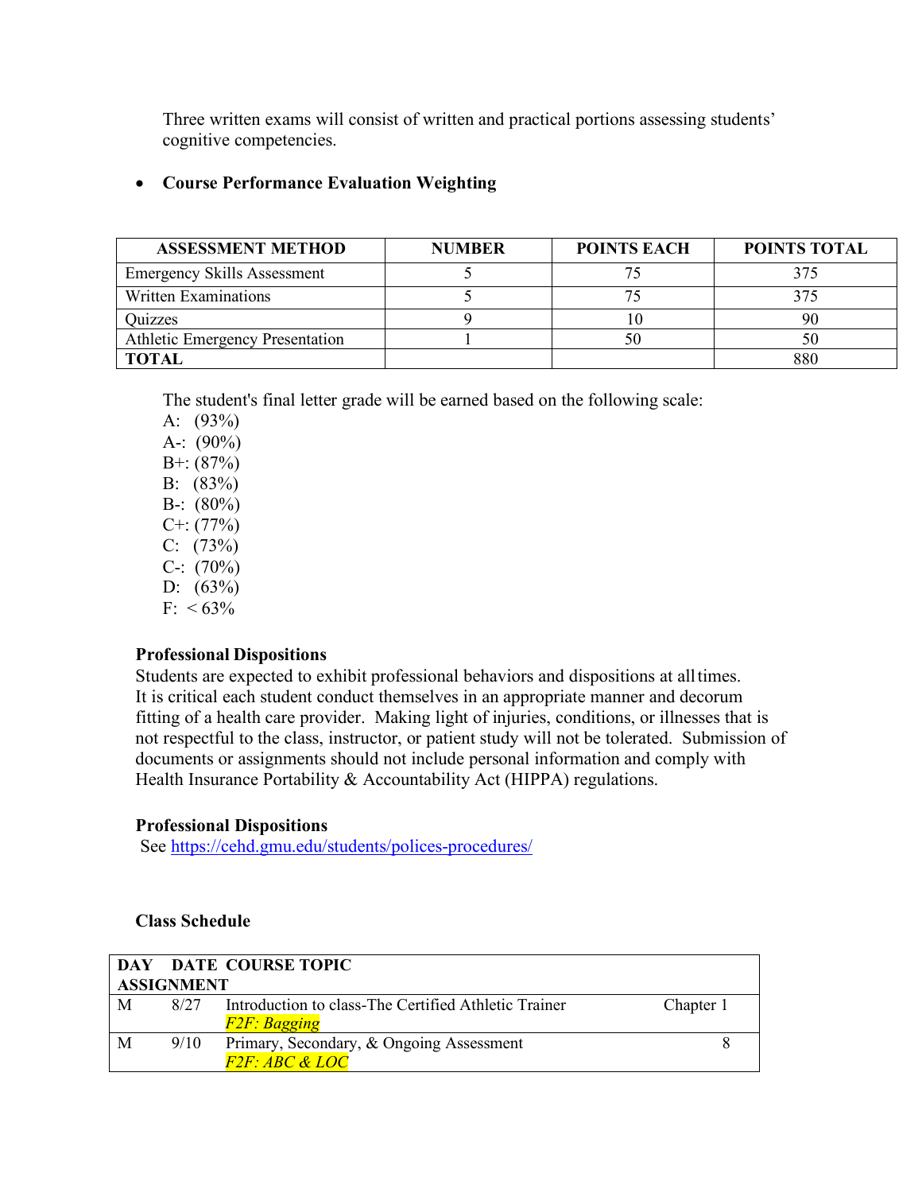Three written exams will consist of written and practical portions assessing students' cognitive competencies.

- **Course Performance Evaluation Weighting**

| ASSESSMENT METHOD | NUMBER | POINTS EACH | POINTS TOTAL |
|---|---|---|---|
| Emergency Skills Assessment | 5 | 75 | 375 |
| Written Examinations | 5 | 75 | 375 |
| Quizzes | 9 | 10 | 90 |
| Athletic Emergency Presentation | 1 | 50 | 50 |
| **TOTAL** | | | 880 |

The student's final letter grade will be earned based on the following scale:

A: (93%)
A-: (90%)
B+: (87%)
B: (83%)
B-: (80%)
C+: (77%)
C: (73%)
C-: (70%)
D: (63%)
F: < 63%

**Professional Dispositions**

Students are expected to exhibit professional behaviors and dispositions at all times. It is critical each student conduct themselves in an appropriate manner and decorum fitting of a health care provider. Making light of injuries, conditions, or illnesses that is not respectful to the class, instructor, or patient study will not be tolerated. Submission of documents or assignments should not include personal information and comply with Health Insurance Portability & Accountability Act (HIPPA) regulations.

**Professional Dispositions**

See https://cehd.gmu.edu/students/polices-procedures/

**Class Schedule**

| DAY | DATE | COURSE TOPIC | ASSIGNMENT |
|---|---|---|---|
| M | 8/27 | Introduction to class-The Certified Athletic Trainer<br>*F2F: Bagging* | Chapter 1 |
| M | 9/10 | Primary, Secondary, & Ongoing Assessment<br>*F2F: ABC & LOC* | 8 |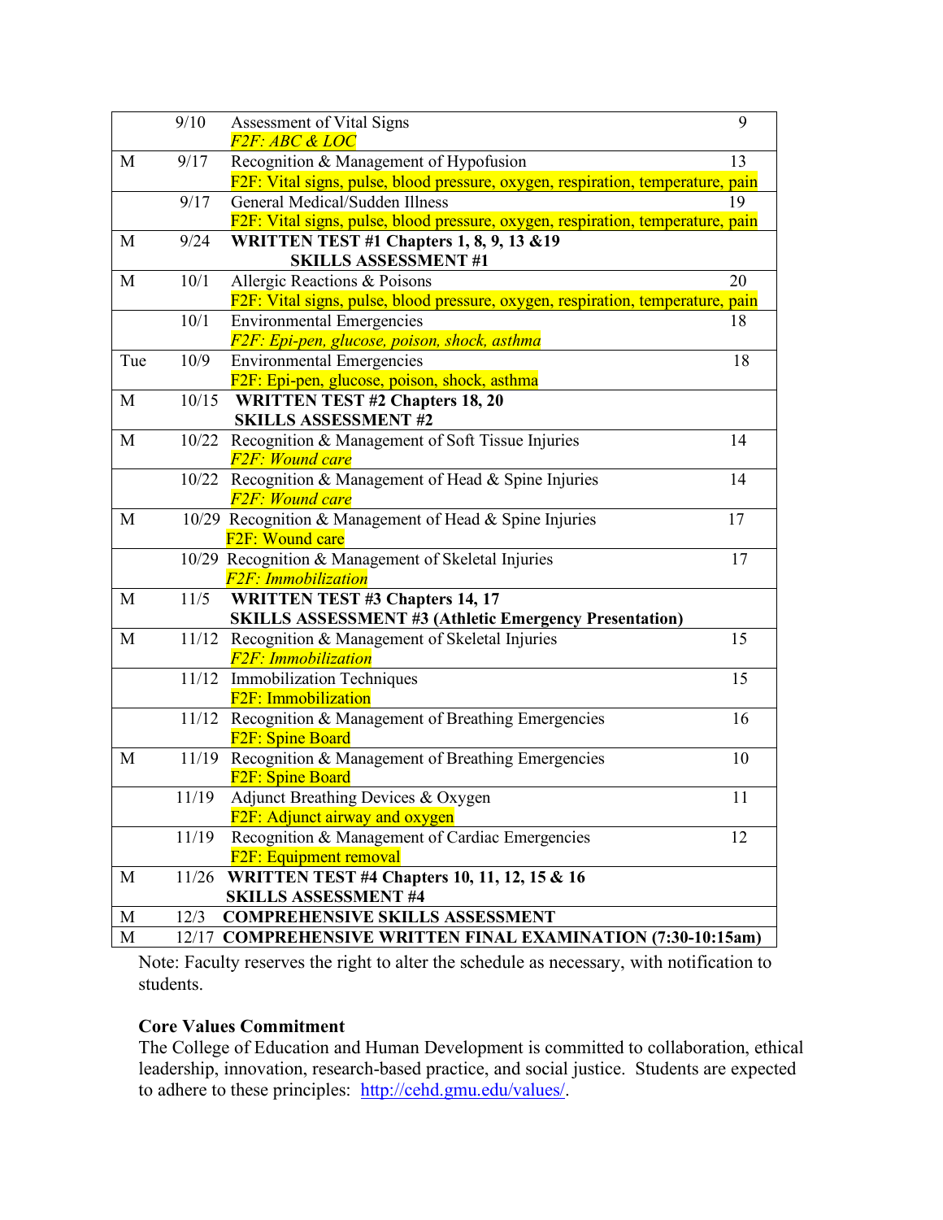| | | | |
|---|---|---|---|
| | 9/10 | Assessment of Vital Signs<br>*F2F: ABC & LOC* | 9 |
| M | 9/17 | Recognition & Management of Hypofusion<br>F2F: Vital signs, pulse, blood pressure, oxygen, respiration, temperature, pain | 13 |
| | 9/17 | General Medical/Sudden Illness<br>F2F: Vital signs, pulse, blood pressure, oxygen, respiration, temperature, pain | 19 |
| M | 9/24 | **WRITTEN TEST #1 Chapters 1, 8, 9, 13 &19**<br>**SKILLS ASSESSMENT #1** | |
| M | 10/1 | Allergic Reactions & Poisons<br>F2F: Vital signs, pulse, blood pressure, oxygen, respiration, temperature, pain | 20 |
| | 10/1 | Environmental Emergencies<br>*F2F: Epi-pen, glucose, poison, shock, asthma* | 18 |
| Tue | 10/9 | Environmental Emergencies<br>F2F: Epi-pen, glucose, poison, shock, asthma | 18 |
| M | 10/15 | **WRITTEN TEST #2 Chapters 18, 20**<br>**SKILLS ASSESSMENT #2** | |
| M | 10/22 | Recognition & Management of Soft Tissue Injuries<br>*F2F: Wound care* | 14 |
| | 10/22 | Recognition & Management of Head & Spine Injuries<br>*F2F: Wound care* | 14 |
| M | 10/29 | Recognition & Management of Head & Spine Injuries<br>F2F: Wound care | 17 |
| | 10/29 | Recognition & Management of Skeletal Injuries<br>*F2F: Immobilization* | 17 |
| M | 11/5 | **WRITTEN TEST #3 Chapters 14, 17**<br>**SKILLS ASSESSMENT #3 (Athletic Emergency Presentation)** | |
| M | 11/12 | Recognition & Management of Skeletal Injuries<br>*F2F: Immobilization* | 15 |
| | 11/12 | Immobilization Techniques<br>F2F: Immobilization | 15 |
| | 11/12 | Recognition & Management of Breathing Emergencies<br>F2F: Spine Board | 16 |
| M | 11/19 | Recognition & Management of Breathing Emergencies<br>F2F: Spine Board | 10 |
| | 11/19 | Adjunct Breathing Devices & Oxygen<br>F2F: Adjunct airway and oxygen | 11 |
| | 11/19 | Recognition & Management of Cardiac Emergencies<br>F2F: Equipment removal | 12 |
| M | 11/26 | **WRITTEN TEST #4 Chapters 10, 11, 12, 15 & 16**<br>**SKILLS ASSESSMENT #4** | |
| M | 12/3 | **COMPREHENSIVE SKILLS ASSESSMENT** | |
| M | 12/17 | **COMPREHENSIVE WRITTEN FINAL EXAMINATION (7:30-10:15am)** | |

Note: Faculty reserves the right to alter the schedule as necessary, with notification to students.

**Core Values Commitment**

The College of Education and Human Development is committed to collaboration, ethical leadership, innovation, research-based practice, and social justice. Students are expected to adhere to these principles: http://cehd.gmu.edu/values/.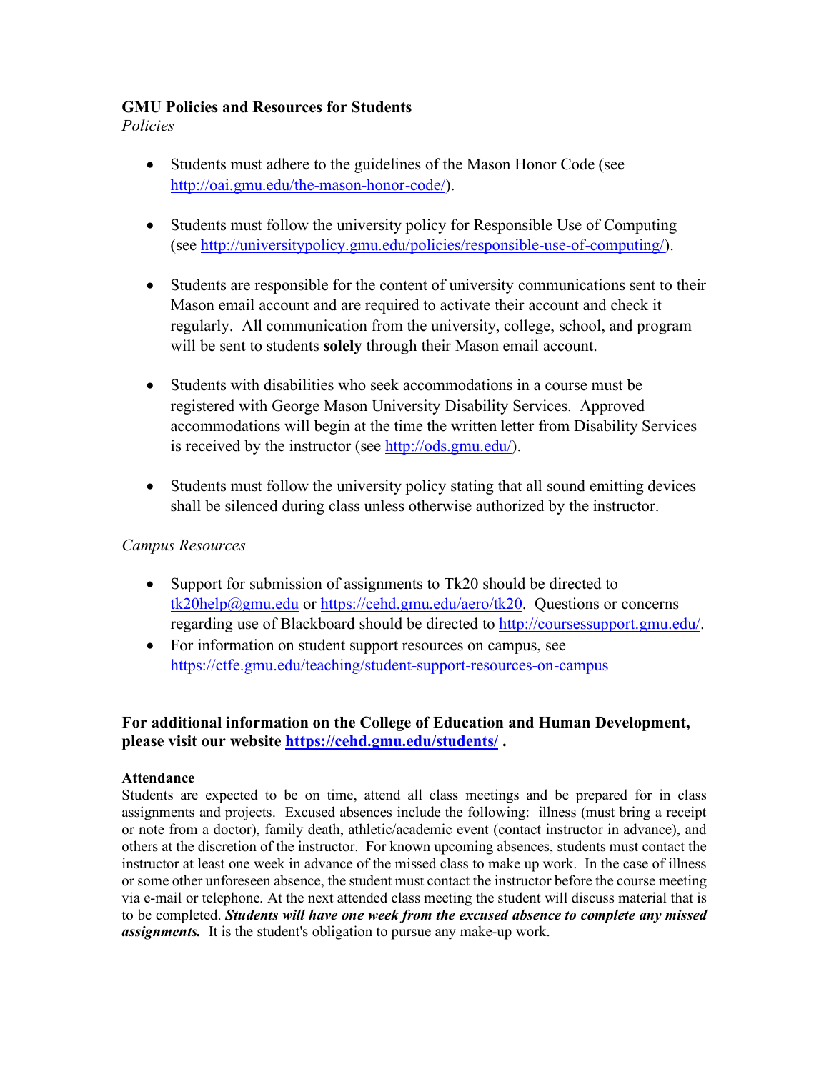**GMU Policies and Resources for Students**

*Policies*

- Students must adhere to the guidelines of the Mason Honor Code (see http://oai.gmu.edu/the-mason-honor-code/).

- Students must follow the university policy for Responsible Use of Computing (see http://universitypolicy.gmu.edu/policies/responsible-use-of-computing/).

- Students are responsible for the content of university communications sent to their Mason email account and are required to activate their account and check it regularly. All communication from the university, college, school, and program will be sent to students **solely** through their Mason email account.

- Students with disabilities who seek accommodations in a course must be registered with George Mason University Disability Services. Approved accommodations will begin at the time the written letter from Disability Services is received by the instructor (see http://ods.gmu.edu/).

- Students must follow the university policy stating that all sound emitting devices shall be silenced during class unless otherwise authorized by the instructor.

*Campus Resources*

- Support for submission of assignments to Tk20 should be directed to tk20help@gmu.edu or https://cehd.gmu.edu/aero/tk20. Questions or concerns regarding use of Blackboard should be directed to http://coursessupport.gmu.edu/.
- For information on student support resources on campus, see https://ctfe.gmu.edu/teaching/student-support-resources-on-campus

**For additional information on the College of Education and Human Development, please visit our website https://cehd.gmu.edu/students/ .**

**Attendance**

Students are expected to be on time, attend all class meetings and be prepared for in class assignments and projects. Excused absences include the following: illness (must bring a receipt or note from a doctor), family death, athletic/academic event (contact instructor in advance), and others at the discretion of the instructor. For known upcoming absences, students must contact the instructor at least one week in advance of the missed class to make up work. In the case of illness or some other unforeseen absence, the student must contact the instructor before the course meeting via e-mail or telephone. At the next attended class meeting the student will discuss material that is to be completed. ***Students will have one week from the excused absence to complete any missed assignments.*** It is the student's obligation to pursue any make-up work.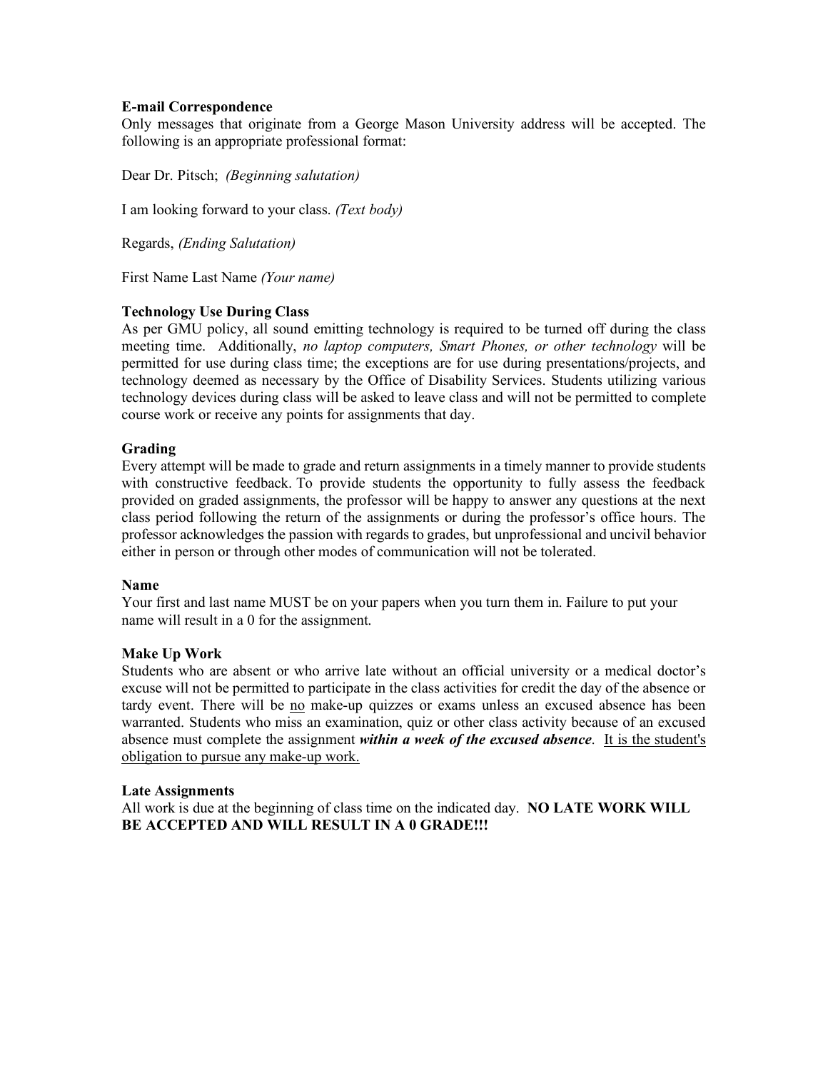**E-mail Correspondence**

Only messages that originate from a George Mason University address will be accepted. The following is an appropriate professional format:

Dear Dr. Pitsch; *(Beginning salutation)*

I am looking forward to your class. *(Text body)*

Regards, *(Ending Salutation)*

First Name Last Name *(Your name)*

**Technology Use During Class**

As per GMU policy, all sound emitting technology is required to be turned off during the class meeting time. Additionally, *no laptop computers, Smart Phones, or other technology* will be permitted for use during class time; the exceptions are for use during presentations/projects, and technology deemed as necessary by the Office of Disability Services. Students utilizing various technology devices during class will be asked to leave class and will not be permitted to complete course work or receive any points for assignments that day.

**Grading**

Every attempt will be made to grade and return assignments in a timely manner to provide students with constructive feedback. To provide students the opportunity to fully assess the feedback provided on graded assignments, the professor will be happy to answer any questions at the next class period following the return of the assignments or during the professor's office hours. The professor acknowledges the passion with regards to grades, but unprofessional and uncivil behavior either in person or through other modes of communication will not be tolerated.

**Name**

Your first and last name MUST be on your papers when you turn them in. Failure to put your name will result in a 0 for the assignment.

**Make Up Work**

Students who are absent or who arrive late without an official university or a medical doctor's excuse will not be permitted to participate in the class activities for credit the day of the absence or tardy event. There will be <u>no</u> make-up quizzes or exams unless an excused absence has been warranted. Students who miss an examination, quiz or other class activity because of an excused absence must complete the assignment ***within a week of the excused absence***. <u>It is the student's obligation to pursue any make-up work.</u>

**Late Assignments**

All work is due at the beginning of class time on the indicated day. **NO LATE WORK WILL BE ACCEPTED AND WILL RESULT IN A 0 GRADE!!!**